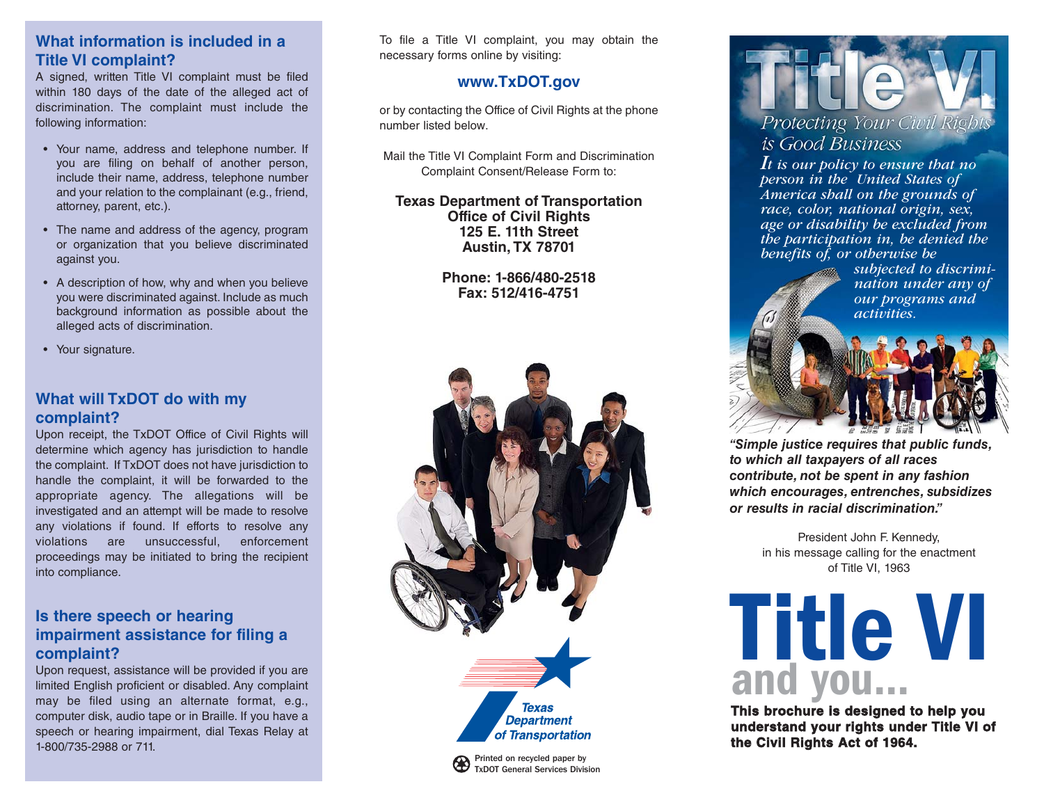## What information is included in a Title VI complaint?

A signed, written Title VI complaint must be filed within 180 days of the date of the alleged act of discrimination. The complaint must include the following information:

- Your name, address and telephone number. If you are filing on behalf of another person, include their name, address, telephone number and your relation to the complainant (e.g., friend, attorney, parent, etc.).
- The name and address of the agency, program or organization that you believe discriminated against you.
- A description of how, why and when you believe you were discriminated against. Include as much background information as possible about the alleged acts of discrimination.
- Your signature.

## What will TxDOT do with my complaint?

Upon receipt, the TxDOT Office of Civil Rights will determine which agency has jurisdiction to handle the complaint. If TxDOT does not have jurisdiction to handle the complaint, it will be forwarded to the appropriate agency. The allegations will be investigated and an attempt will be made to resolve any violations if found. If efforts to resolve any violations are unsuccessful, enforcement proceedings may be initiated to bring the recipient into compliance.

## Is there speech or hearing impairment assistance for filing a complaint?

Upon request, assistance will be provided if you are limited English proficient or disabled. Any complaint may be filed using an alternate format, e.g., computer disk, audio tape or in Braille. If you have a speech or hearing impairment, dial Texas Relay at 1-800/735-2988 or 711.

To file a Title VI complaint, you may obtain the necessary forms online by visiting:

**www.TxDOT.gov**

or by contacting the Office of Civil Rights at the phone number listed below.

Mail the Title VI Complaint Form and Discrimination Complaint Consent/Release Form to:

**Texas Department of Transportation**
**Office of Civil Rights**
**125 E. 11th Street**
**Austin, TX 78701**

**Phone: 1-866/480-2518**
**Fax: 512/416-4751**

Texas Department of Transportation

Printed on recycled paper by TxDOT General Services Division

# Title VI

*Protecting Your Civil Rights is Good Business*

*It is our policy to ensure that no person in the United States of America shall on the grounds of race, color, national origin, sex, age or disability be excluded from the participation in, be denied the benefits of, or otherwise be subjected to discrimination under any of our programs and activities.*

***"Simple justice requires that public funds, to which all taxpayers of all races contribute, not be spent in any fashion which encourages, entrenches, subsidizes or results in racial discrimination."***

President John F. Kennedy,
in his message calling for the enactment
of Title VI, 1963

# Title VI and you...

**This brochure is designed to help you understand your rights under Title VI of the Civil Rights Act of 1964.**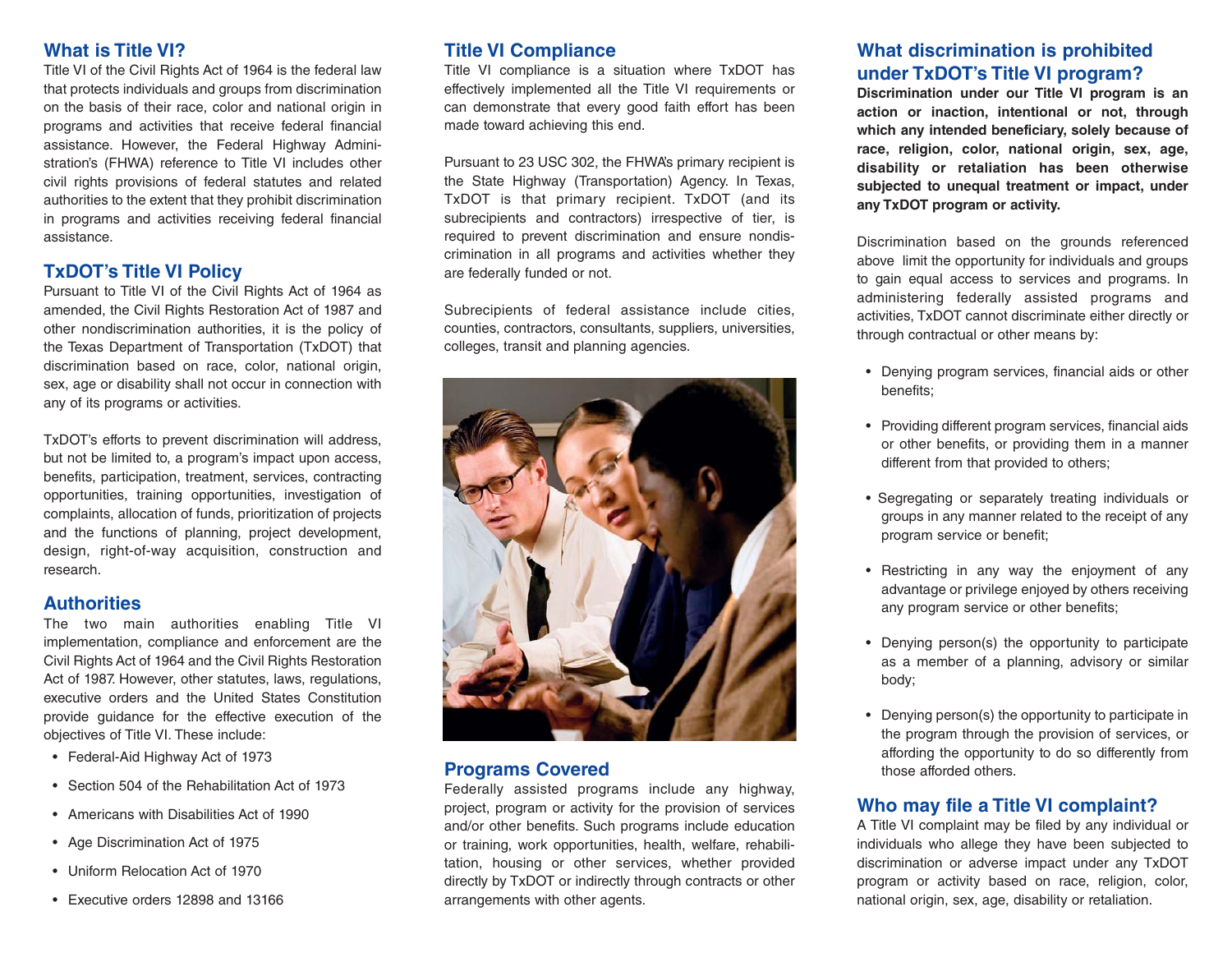## What is Title VI?

Title VI of the Civil Rights Act of 1964 is the federal law that protects individuals and groups from discrimination on the basis of their race, color and national origin in programs and activities that receive federal financial assistance. However, the Federal Highway Administration's (FHWA) reference to Title VI includes other civil rights provisions of federal statutes and related authorities to the extent that they prohibit discrimination in programs and activities receiving federal financial assistance.

## TxDOT's Title VI Policy

Pursuant to Title VI of the Civil Rights Act of 1964 as amended, the Civil Rights Restoration Act of 1987 and other nondiscrimination authorities, it is the policy of the Texas Department of Transportation (TxDOT) that discrimination based on race, color, national origin, sex, age or disability shall not occur in connection with any of its programs or activities.

TxDOT's efforts to prevent discrimination will address, but not be limited to, a program's impact upon access, benefits, participation, treatment, services, contracting opportunities, training opportunities, investigation of complaints, allocation of funds, prioritization of projects and the functions of planning, project development, design, right-of-way acquisition, construction and research.

## Authorities

The two main authorities enabling Title VI implementation, compliance and enforcement are the Civil Rights Act of 1964 and the Civil Rights Restoration Act of 1987. However, other statutes, laws, regulations, executive orders and the United States Constitution provide guidance for the effective execution of the objectives of Title VI. These include:

- Federal-Aid Highway Act of 1973
- Section 504 of the Rehabilitation Act of 1973
- Americans with Disabilities Act of 1990
- Age Discrimination Act of 1975
- Uniform Relocation Act of 1970
- Executive orders 12898 and 13166

## Title VI Compliance

Title VI compliance is a situation where TxDOT has effectively implemented all the Title VI requirements or can demonstrate that every good faith effort has been made toward achieving this end.

Pursuant to 23 USC 302, the FHWA's primary recipient is the State Highway (Transportation) Agency. In Texas, TxDOT is that primary recipient. TxDOT (and its subrecipients and contractors) irrespective of tier, is required to prevent discrimination and ensure nondiscrimination in all programs and activities whether they are federally funded or not.

Subrecipients of federal assistance include cities, counties, contractors, consultants, suppliers, universities, colleges, transit and planning agencies.

## Programs Covered

Federally assisted programs include any highway, project, program or activity for the provision of services and/or other benefits. Such programs include education or training, work opportunities, health, welfare, rehabilitation, housing or other services, whether provided directly by TxDOT or indirectly through contracts or other arrangements with other agents.

## What discrimination is prohibited under TxDOT's Title VI program?

**Discrimination under our Title VI program is an action or inaction, intentional or not, through which any intended beneficiary, solely because of race, religion, color, national origin, sex, age, disability or retaliation has been otherwise subjected to unequal treatment or impact, under any TxDOT program or activity.**

Discrimination based on the grounds referenced above limit the opportunity for individuals and groups to gain equal access to services and programs. In administering federally assisted programs and activities, TxDOT cannot discriminate either directly or through contractual or other means by:

- Denying program services, financial aids or other benefits;
- Providing different program services, financial aids or other benefits, or providing them in a manner different from that provided to others;
- Segregating or separately treating individuals or groups in any manner related to the receipt of any program service or benefit;
- Restricting in any way the enjoyment of any advantage or privilege enjoyed by others receiving any program service or other benefits;
- Denying person(s) the opportunity to participate as a member of a planning, advisory or similar body;
- Denying person(s) the opportunity to participate in the program through the provision of services, or affording the opportunity to do so differently from those afforded others.

## Who may file a Title VI complaint?

A Title VI complaint may be filed by any individual or individuals who allege they have been subjected to discrimination or adverse impact under any TxDOT program or activity based on race, religion, color, national origin, sex, age, disability or retaliation.